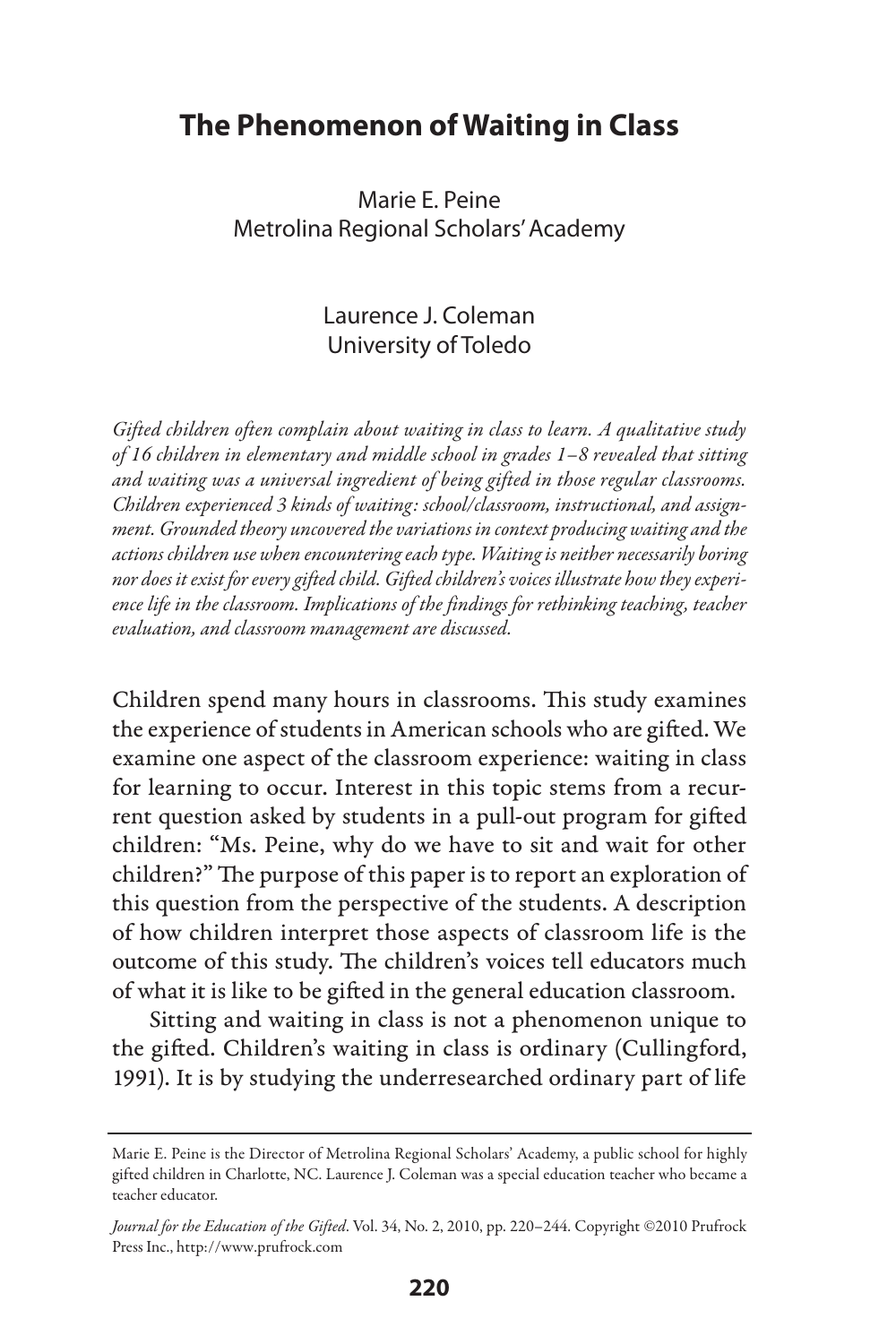# The Phenomenon of Waiting in Class

Marie E. Peine
Metrolina Regional Scholars' Academy

Laurence J. Coleman
University of Toledo

*Gifted children often complain about waiting in class to learn. A qualitative study of 16 children in elementary and middle school in grades 1–8 revealed that sitting and waiting was a universal ingredient of being gifted in those regular classrooms. Children experienced 3 kinds of waiting: school/classroom, instructional, and assignment. Grounded theory uncovered the variations in context producing waiting and the actions children use when encountering each type. Waiting is neither necessarily boring nor does it exist for every gifted child. Gifted children's voices illustrate how they experience life in the classroom. Implications of the findings for rethinking teaching, teacher evaluation, and classroom management are discussed.*

Children spend many hours in classrooms. This study examines the experience of students in American schools who are gifted. We examine one aspect of the classroom experience: waiting in class for learning to occur. Interest in this topic stems from a recurrent question asked by students in a pull-out program for gifted children: "Ms. Peine, why do we have to sit and wait for other children?" The purpose of this paper is to report an exploration of this question from the perspective of the students. A description of how children interpret those aspects of classroom life is the outcome of this study. The children's voices tell educators much of what it is like to be gifted in the general education classroom.

Sitting and waiting in class is not a phenomenon unique to the gifted. Children's waiting in class is ordinary (Cullingford, 1991). It is by studying the underresearched ordinary part of life

---

Marie E. Peine is the Director of Metrolina Regional Scholars' Academy, a public school for highly gifted children in Charlotte, NC. Laurence J. Coleman was a special education teacher who became a teacher educator.

*Journal for the Education of the Gifted*. Vol. 34, No. 2, 2010, pp. 220–244. Copyright ©2010 Prufrock Press Inc., http://www.prufrock.com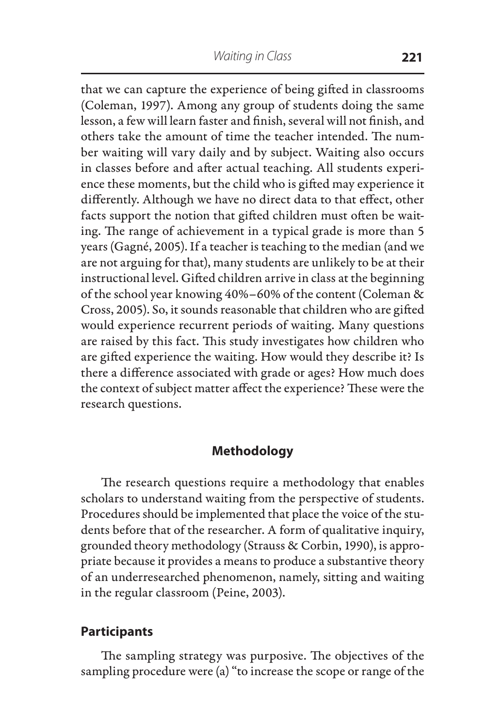that we can capture the experience of being gifted in classrooms (Coleman, 1997). Among any group of students doing the same lesson, a few will learn faster and finish, several will not finish, and others take the amount of time the teacher intended. The number waiting will vary daily and by subject. Waiting also occurs in classes before and after actual teaching. All students experience these moments, but the child who is gifted may experience it differently. Although we have no direct data to that effect, other facts support the notion that gifted children must often be waiting. The range of achievement in a typical grade is more than 5 years (Gagné, 2005). If a teacher is teaching to the median (and we are not arguing for that), many students are unlikely to be at their instructional level. Gifted children arrive in class at the beginning of the school year knowing 40%–60% of the content (Coleman & Cross, 2005). So, it sounds reasonable that children who are gifted would experience recurrent periods of waiting. Many questions are raised by this fact. This study investigates how children who are gifted experience the waiting. How would they describe it? Is there a difference associated with grade or ages? How much does the context of subject matter affect the experience? These were the research questions.

## Methodology

The research questions require a methodology that enables scholars to understand waiting from the perspective of students. Procedures should be implemented that place the voice of the students before that of the researcher. A form of qualitative inquiry, grounded theory methodology (Strauss & Corbin, 1990), is appropriate because it provides a means to produce a substantive theory of an underresearched phenomenon, namely, sitting and waiting in the regular classroom (Peine, 2003).

### Participants

The sampling strategy was purposive. The objectives of the sampling procedure were (a) "to increase the scope or range of the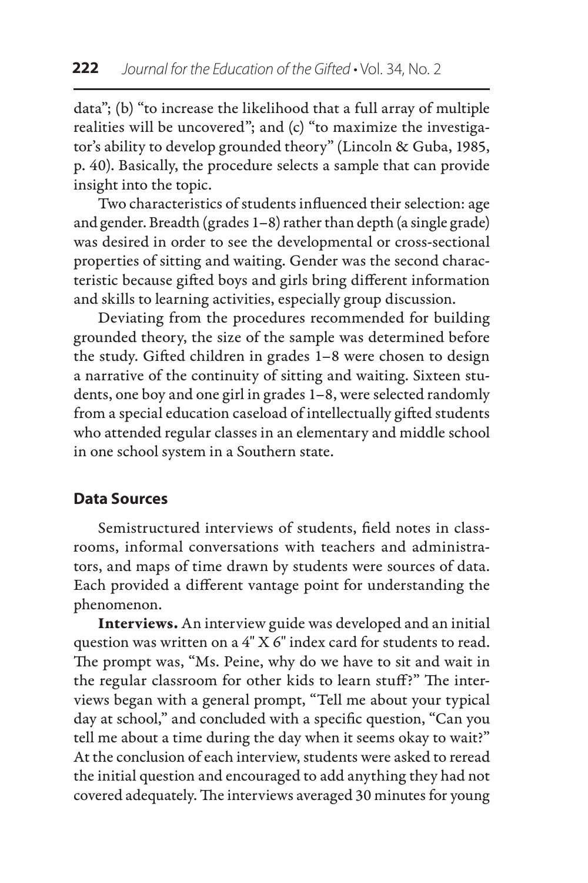data"; (b) "to increase the likelihood that a full array of multiple realities will be uncovered"; and (c) "to maximize the investigator's ability to develop grounded theory" (Lincoln & Guba, 1985, p. 40). Basically, the procedure selects a sample that can provide insight into the topic.

Two characteristics of students influenced their selection: age and gender. Breadth (grades 1–8) rather than depth (a single grade) was desired in order to see the developmental or cross-sectional properties of sitting and waiting. Gender was the second characteristic because gifted boys and girls bring different information and skills to learning activities, especially group discussion.

Deviating from the procedures recommended for building grounded theory, the size of the sample was determined before the study. Gifted children in grades 1–8 were chosen to design a narrative of the continuity of sitting and waiting. Sixteen students, one boy and one girl in grades 1–8, were selected randomly from a special education caseload of intellectually gifted students who attended regular classes in an elementary and middle school in one school system in a Southern state.

## Data Sources

Semistructured interviews of students, field notes in classrooms, informal conversations with teachers and administrators, and maps of time drawn by students were sources of data. Each provided a different vantage point for understanding the phenomenon.

**Interviews.** An interview guide was developed and an initial question was written on a 4" X 6" index card for students to read. The prompt was, "Ms. Peine, why do we have to sit and wait in the regular classroom for other kids to learn stuff?" The interviews began with a general prompt, "Tell me about your typical day at school," and concluded with a specific question, "Can you tell me about a time during the day when it seems okay to wait?" At the conclusion of each interview, students were asked to reread the initial question and encouraged to add anything they had not covered adequately. The interviews averaged 30 minutes for young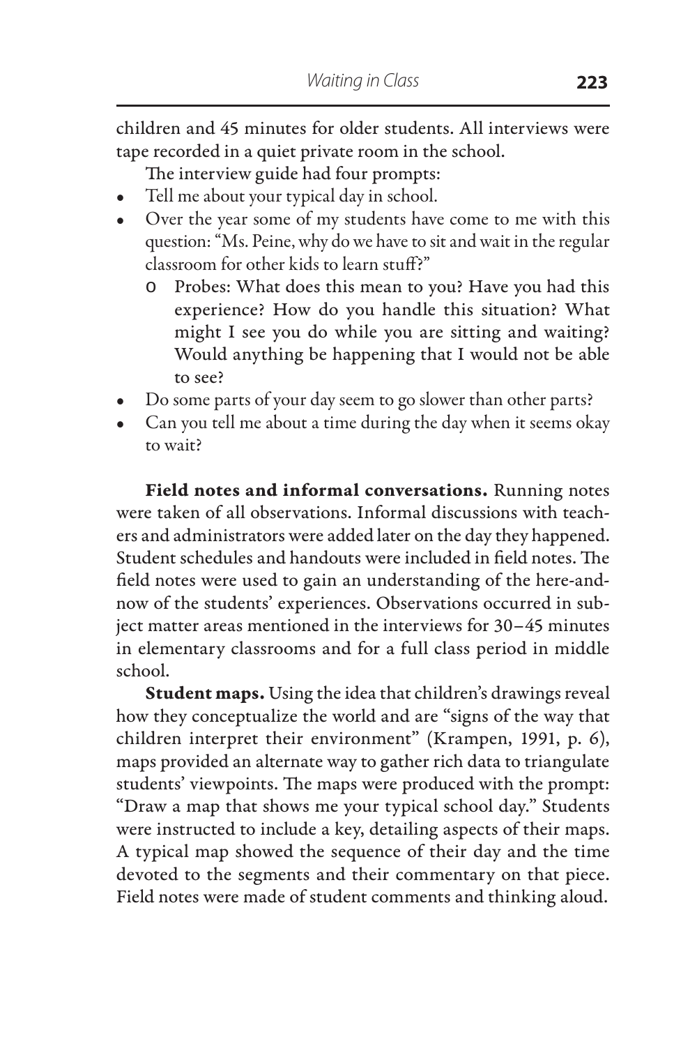children and 45 minutes for older students. All interviews were tape recorded in a quiet private room in the school.

The interview guide had four prompts:

- Tell me about your typical day in school.
- Over the year some of my students have come to me with this question: "Ms. Peine, why do we have to sit and wait in the regular classroom for other kids to learn stuff?"
    - Probes: What does this mean to you? Have you had this experience? How do you handle this situation? What might I see you do while you are sitting and waiting? Would anything be happening that I would not be able to see?
- Do some parts of your day seem to go slower than other parts?
- Can you tell me about a time during the day when it seems okay to wait?

**Field notes and informal conversations.** Running notes were taken of all observations. Informal discussions with teachers and administrators were added later on the day they happened. Student schedules and handouts were included in field notes. The field notes were used to gain an understanding of the here-and-now of the students' experiences. Observations occurred in subject matter areas mentioned in the interviews for 30–45 minutes in elementary classrooms and for a full class period in middle school.

**Student maps.** Using the idea that children's drawings reveal how they conceptualize the world and are "signs of the way that children interpret their environment" (Krampen, 1991, p. 6), maps provided an alternate way to gather rich data to triangulate students' viewpoints. The maps were produced with the prompt: "Draw a map that shows me your typical school day." Students were instructed to include a key, detailing aspects of their maps. A typical map showed the sequence of their day and the time devoted to the segments and their commentary on that piece. Field notes were made of student comments and thinking aloud.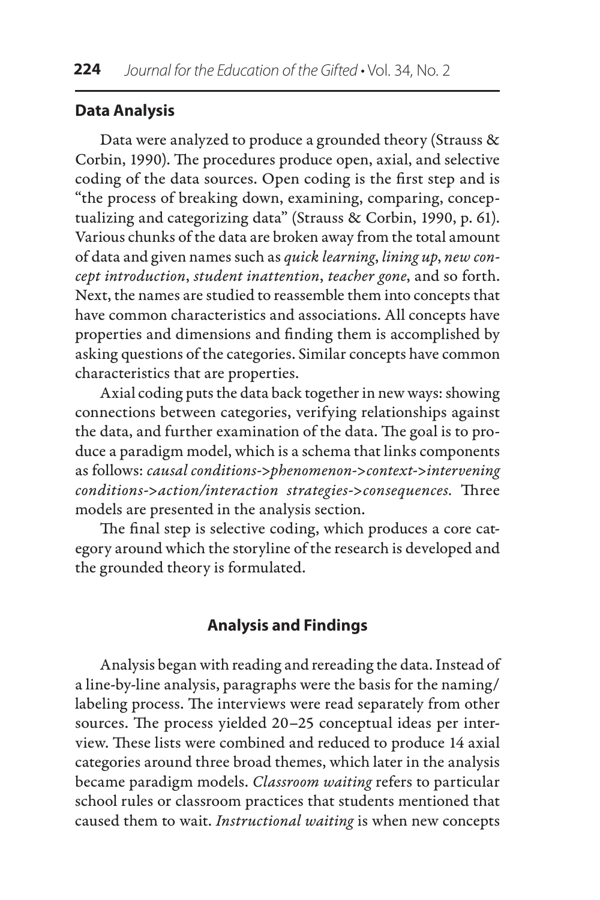## Data Analysis

Data were analyzed to produce a grounded theory (Strauss & Corbin, 1990). The procedures produce open, axial, and selective coding of the data sources. Open coding is the first step and is "the process of breaking down, examining, comparing, conceptualizing and categorizing data" (Strauss & Corbin, 1990, p. 61). Various chunks of the data are broken away from the total amount of data and given names such as *quick learning*, *lining up*, *new concept introduction*, *student inattention*, *teacher gone*, and so forth. Next, the names are studied to reassemble them into concepts that have common characteristics and associations. All concepts have properties and dimensions and finding them is accomplished by asking questions of the categories. Similar concepts have common characteristics that are properties.

Axial coding puts the data back together in new ways: showing connections between categories, verifying relationships against the data, and further examination of the data. The goal is to produce a paradigm model, which is a schema that links components as follows: *causal conditions->phenomenon->context->intervening conditions->action/interaction strategies->consequences.* Three models are presented in the analysis section.

The final step is selective coding, which produces a core category around which the storyline of the research is developed and the grounded theory is formulated.

## Analysis and Findings

Analysis began with reading and rereading the data. Instead of a line-by-line analysis, paragraphs were the basis for the naming/labeling process. The interviews were read separately from other sources. The process yielded 20–25 conceptual ideas per interview. These lists were combined and reduced to produce 14 axial categories around three broad themes, which later in the analysis became paradigm models. *Classroom waiting* refers to particular school rules or classroom practices that students mentioned that caused them to wait. *Instructional waiting* is when new concepts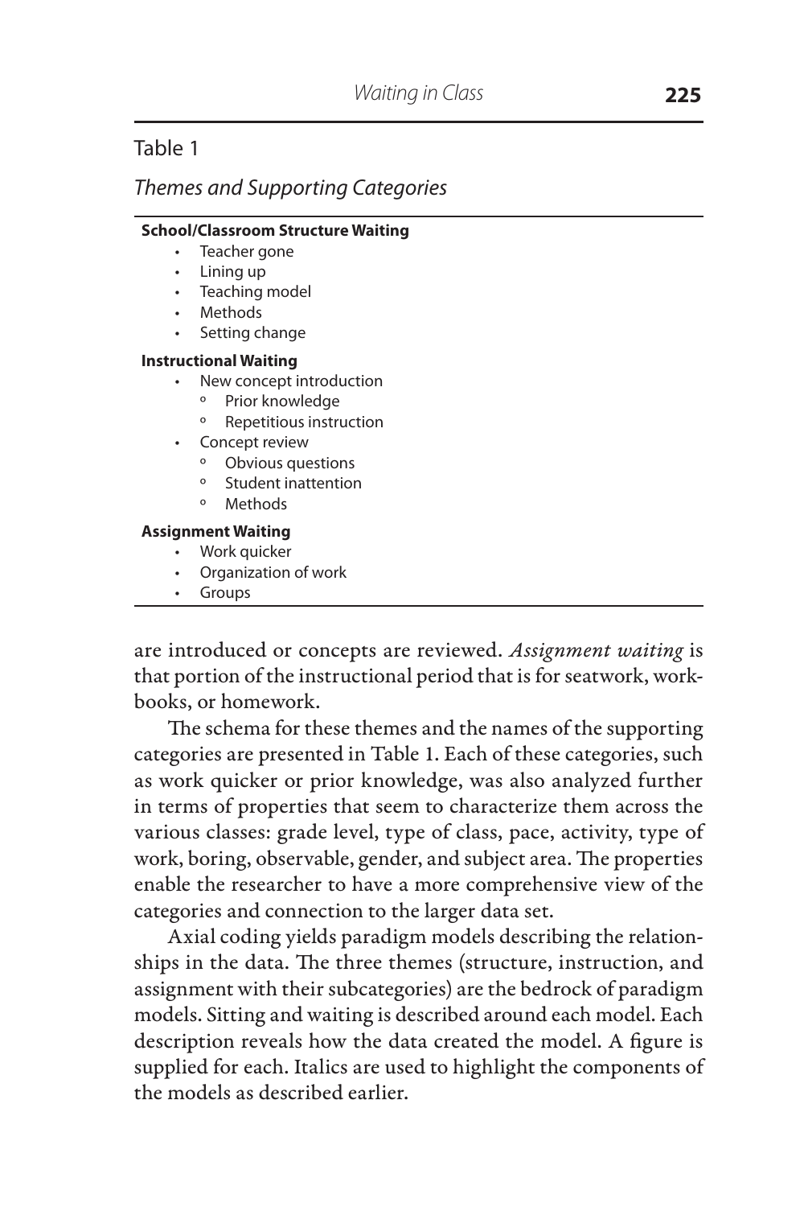Table 1

*Themes and Supporting Categories*

**School/Classroom Structure Waiting**

- Teacher gone
- Lining up
- Teaching model
- Methods
- Setting change

**Instructional Waiting**

- New concept introduction
  - Prior knowledge
  - Repetitious instruction
- Concept review
  - Obvious questions
  - Student inattention
  - Methods

**Assignment Waiting**

- Work quicker
- Organization of work
- Groups

are introduced or concepts are reviewed. *Assignment waiting* is that portion of the instructional period that is for seatwork, workbooks, or homework.

The schema for these themes and the names of the supporting categories are presented in Table 1. Each of these categories, such as work quicker or prior knowledge, was also analyzed further in terms of properties that seem to characterize them across the various classes: grade level, type of class, pace, activity, type of work, boring, observable, gender, and subject area. The properties enable the researcher to have a more comprehensive view of the categories and connection to the larger data set.

Axial coding yields paradigm models describing the relationships in the data. The three themes (structure, instruction, and assignment with their subcategories) are the bedrock of paradigm models. Sitting and waiting is described around each model. Each description reveals how the data created the model. A figure is supplied for each. Italics are used to highlight the components of the models as described earlier.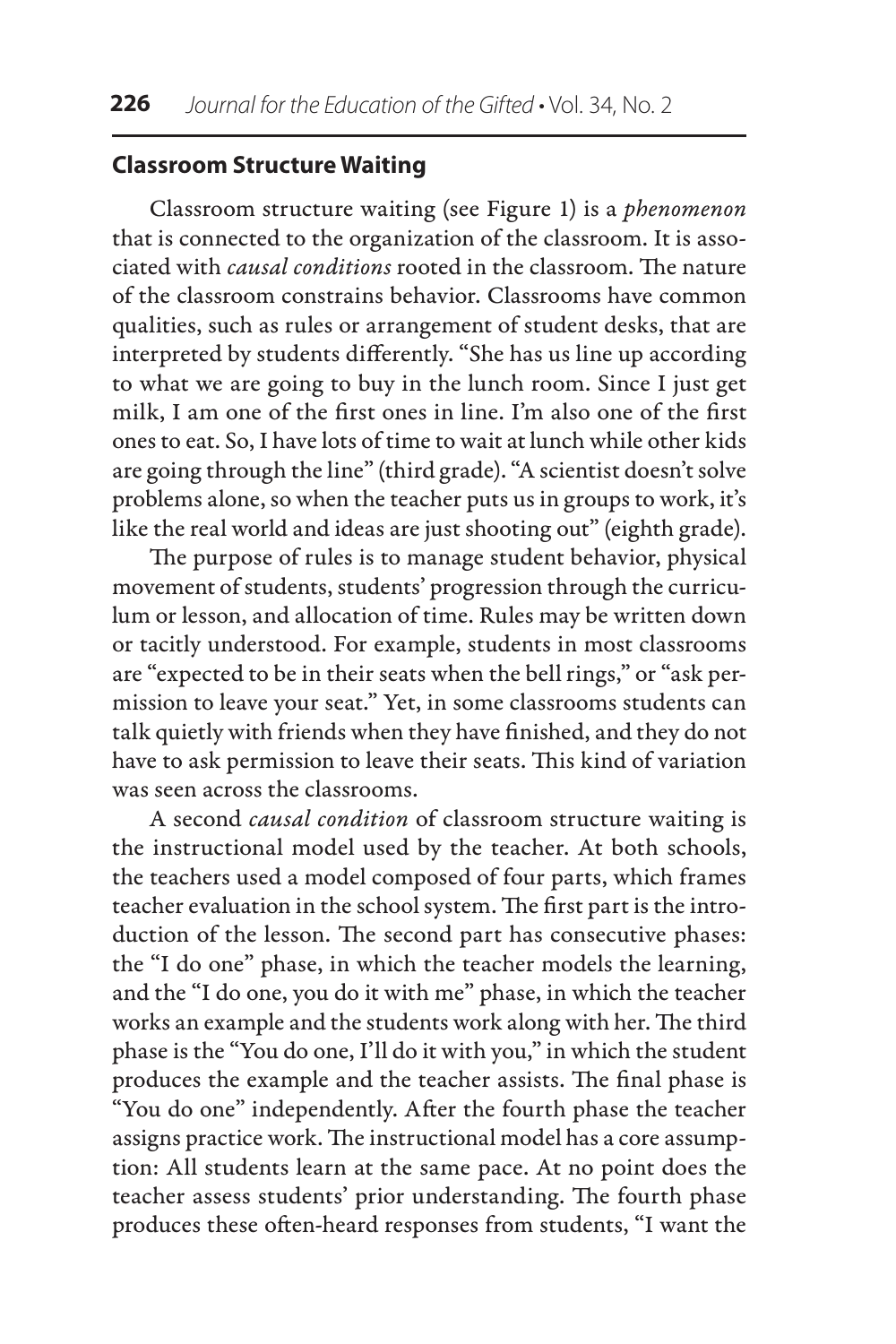### Classroom Structure Waiting

Classroom structure waiting (see Figure 1) is a *phenomenon* that is connected to the organization of the classroom. It is associated with *causal conditions* rooted in the classroom. The nature of the classroom constrains behavior. Classrooms have common qualities, such as rules or arrangement of student desks, that are interpreted by students differently. "She has us line up according to what we are going to buy in the lunch room. Since I just get milk, I am one of the first ones in line. I'm also one of the first ones to eat. So, I have lots of time to wait at lunch while other kids are going through the line" (third grade). "A scientist doesn't solve problems alone, so when the teacher puts us in groups to work, it's like the real world and ideas are just shooting out" (eighth grade).

The purpose of rules is to manage student behavior, physical movement of students, students' progression through the curriculum or lesson, and allocation of time. Rules may be written down or tacitly understood. For example, students in most classrooms are "expected to be in their seats when the bell rings," or "ask permission to leave your seat." Yet, in some classrooms students can talk quietly with friends when they have finished, and they do not have to ask permission to leave their seats. This kind of variation was seen across the classrooms.

A second *causal condition* of classroom structure waiting is the instructional model used by the teacher. At both schools, the teachers used a model composed of four parts, which frames teacher evaluation in the school system. The first part is the introduction of the lesson. The second part has consecutive phases: the "I do one" phase, in which the teacher models the learning, and the "I do one, you do it with me" phase, in which the teacher works an example and the students work along with her. The third phase is the "You do one, I'll do it with you," in which the student produces the example and the teacher assists. The final phase is "You do one" independently. After the fourth phase the teacher assigns practice work. The instructional model has a core assumption: All students learn at the same pace. At no point does the teacher assess students' prior understanding. The fourth phase produces these often-heard responses from students, "I want the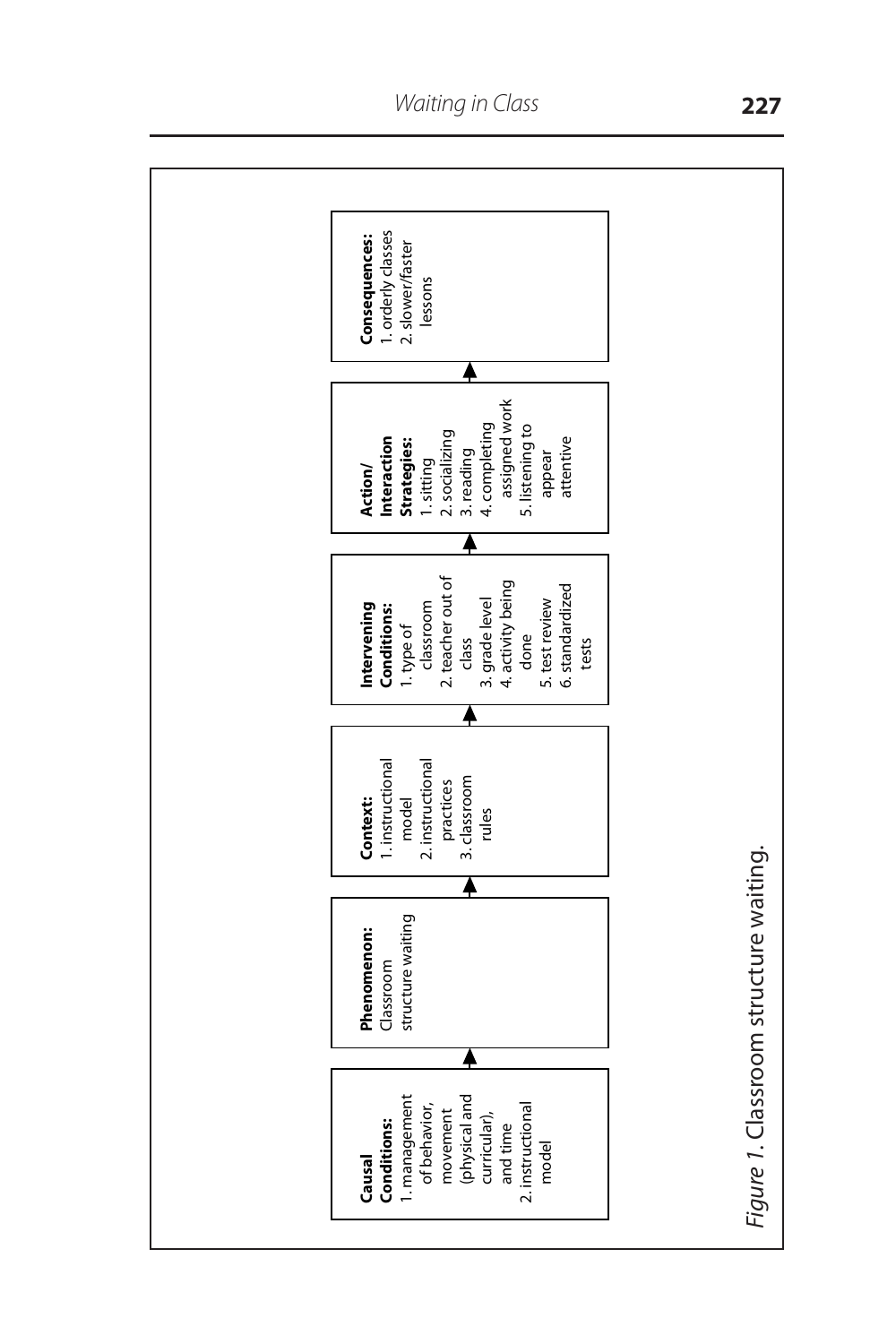**Causal Conditions:**
1. management of behavior, movement (physical and curricular), and time
2. instructional model

↓

**Phenomenon:**
Classroom structure waiting

↓

**Context:**
1. instructional model
2. instructional practices
3. classroom rules

↓

**Intervening Conditions:**
1. type of classroom
2. teacher out of class
3. grade level
4. activity being done
5. test review
6. standardized tests

↓

**Action/ Interaction Strategies:**
1. sitting
2. socializing
3. reading
4. completing assigned work
5. listening to appear attentive

↓

**Consequences:**
1. orderly classes
2. slower/faster lessons

*Figure 1*. Classroom structure waiting.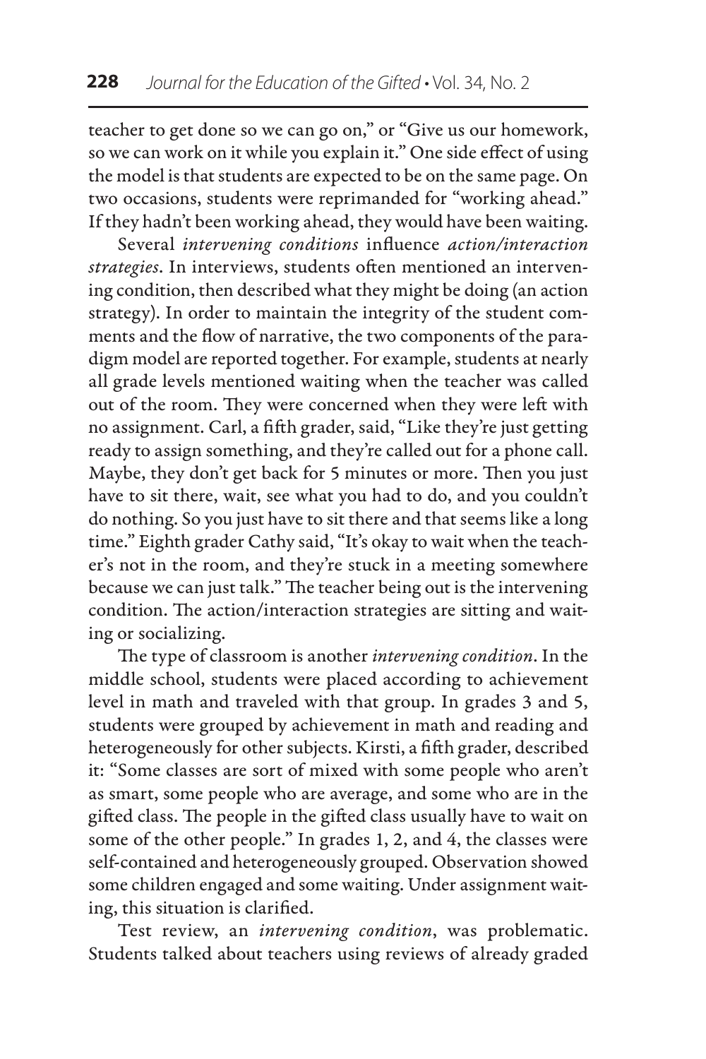teacher to get done so we can go on," or "Give us our homework, so we can work on it while you explain it." One side effect of using the model is that students are expected to be on the same page. On two occasions, students were reprimanded for "working ahead." If they hadn't been working ahead, they would have been waiting.

Several *intervening conditions* influence *action/interaction strategies*. In interviews, students often mentioned an intervening condition, then described what they might be doing (an action strategy). In order to maintain the integrity of the student comments and the flow of narrative, the two components of the paradigm model are reported together. For example, students at nearly all grade levels mentioned waiting when the teacher was called out of the room. They were concerned when they were left with no assignment. Carl, a fifth grader, said, "Like they're just getting ready to assign something, and they're called out for a phone call. Maybe, they don't get back for 5 minutes or more. Then you just have to sit there, wait, see what you had to do, and you couldn't do nothing. So you just have to sit there and that seems like a long time." Eighth grader Cathy said, "It's okay to wait when the teacher's not in the room, and they're stuck in a meeting somewhere because we can just talk." The teacher being out is the intervening condition. The action/interaction strategies are sitting and waiting or socializing.

The type of classroom is another *intervening condition*. In the middle school, students were placed according to achievement level in math and traveled with that group. In grades 3 and 5, students were grouped by achievement in math and reading and heterogeneously for other subjects. Kirsti, a fifth grader, described it: "Some classes are sort of mixed with some people who aren't as smart, some people who are average, and some who are in the gifted class. The people in the gifted class usually have to wait on some of the other people." In grades 1, 2, and 4, the classes were self-contained and heterogeneously grouped. Observation showed some children engaged and some waiting. Under assignment waiting, this situation is clarified.

Test review, an *intervening condition*, was problematic. Students talked about teachers using reviews of already graded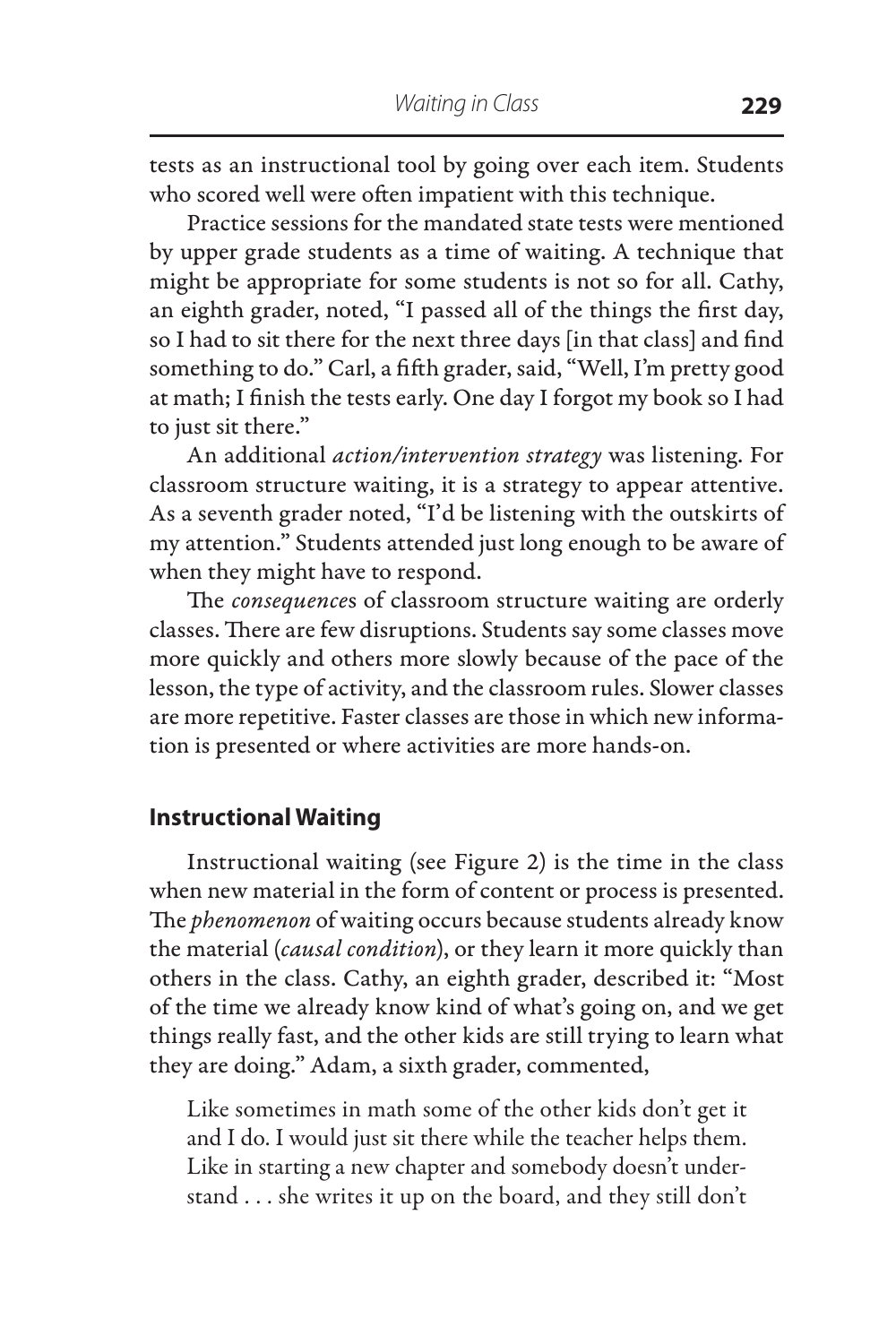tests as an instructional tool by going over each item. Students who scored well were often impatient with this technique.

Practice sessions for the mandated state tests were mentioned by upper grade students as a time of waiting. A technique that might be appropriate for some students is not so for all. Cathy, an eighth grader, noted, "I passed all of the things the first day, so I had to sit there for the next three days [in that class] and find something to do." Carl, a fifth grader, said, "Well, I'm pretty good at math; I finish the tests early. One day I forgot my book so I had to just sit there."

An additional *action/intervention strategy* was listening. For classroom structure waiting, it is a strategy to appear attentive. As a seventh grader noted, "I'd be listening with the outskirts of my attention." Students attended just long enough to be aware of when they might have to respond.

The *consequences* of classroom structure waiting are orderly classes. There are few disruptions. Students say some classes move more quickly and others more slowly because of the pace of the lesson, the type of activity, and the classroom rules. Slower classes are more repetitive. Faster classes are those in which new information is presented or where activities are more hands-on.

### Instructional Waiting

Instructional waiting (see Figure 2) is the time in the class when new material in the form of content or process is presented. The *phenomenon* of waiting occurs because students already know the material (*causal condition*), or they learn it more quickly than others in the class. Cathy, an eighth grader, described it: "Most of the time we already know kind of what's going on, and we get things really fast, and the other kids are still trying to learn what they are doing." Adam, a sixth grader, commented,

> Like sometimes in math some of the other kids don't get it and I do. I would just sit there while the teacher helps them. Like in starting a new chapter and somebody doesn't understand . . . she writes it up on the board, and they still don't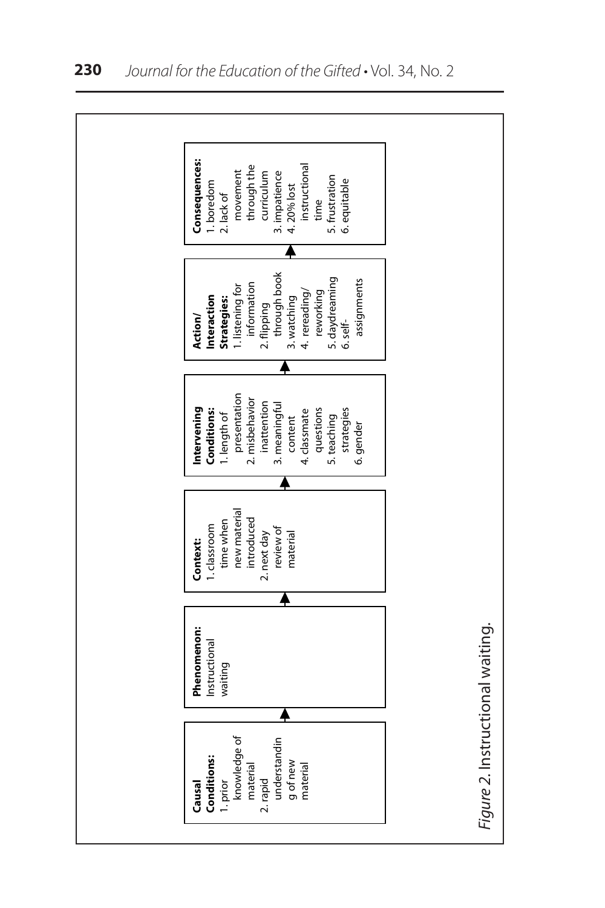**Causal Conditions:**
1. prior knowledge of material
2. rapid understanding of new material

→

**Phenomenon:**
Instructional waiting

→

**Context:**
1. classroom time when new material introduced
2. next day review of material

→

**Intervening Conditions:**
1. length of presentation
2. misbehavior inattention
3. meaningful content
4. classmate questions
5. teaching strategies
6. gender

→

**Action/ Interaction Strategies:**
1. listening for information
2. flipping through book
3. watching
4. rereading/ reworking
5. daydreaming
6. self-assignments

→

**Consequences:**
1. boredom
2. lack of movement through the curriculum
3. impatience
4. 20% lost instructional time
5. frustration
6. equitable

*Figure 2.* Instructional waiting.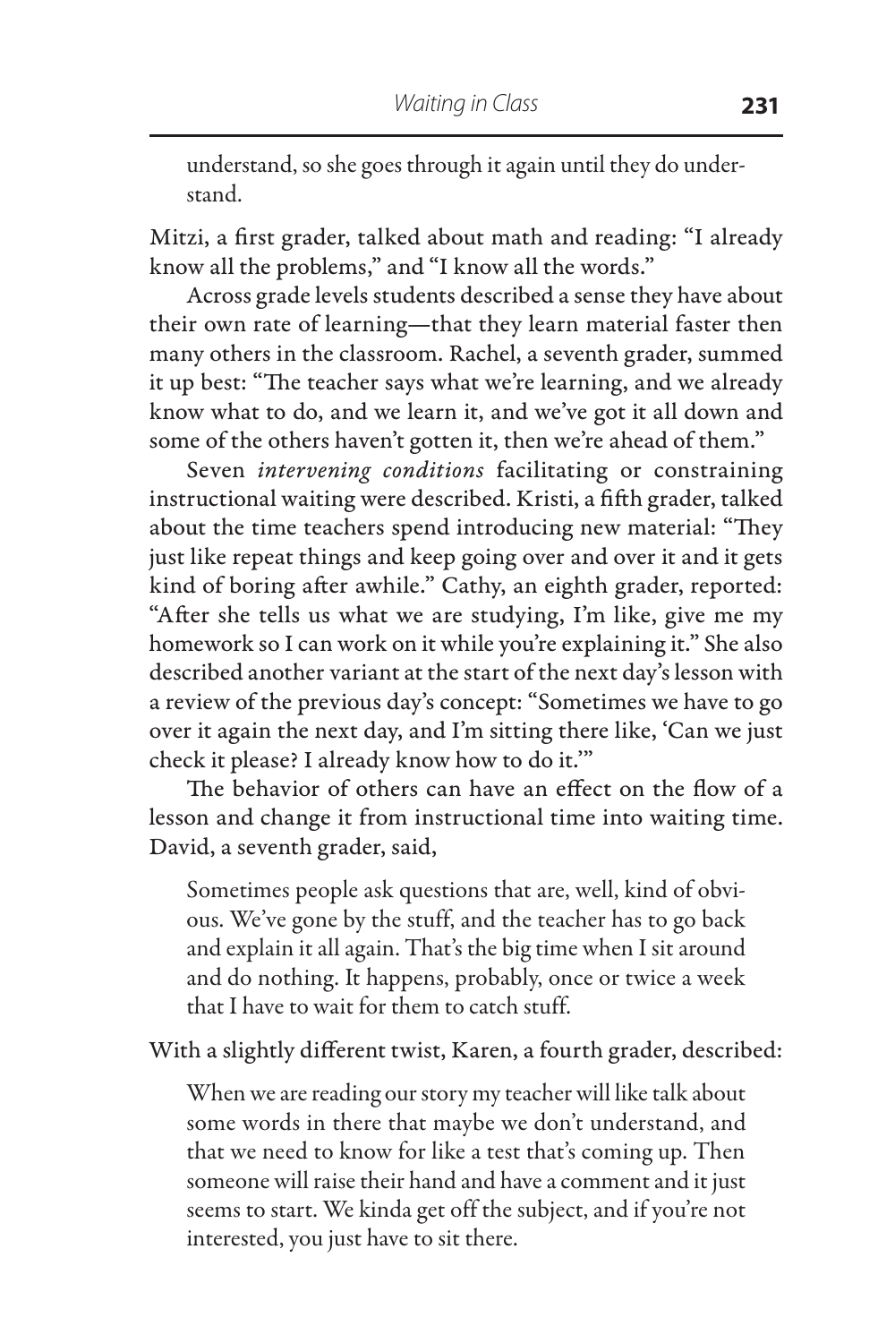understand, so she goes through it again until they do understand.

Mitzi, a first grader, talked about math and reading: "I already know all the problems," and "I know all the words."

Across grade levels students described a sense they have about their own rate of learning—that they learn material faster then many others in the classroom. Rachel, a seventh grader, summed it up best: "The teacher says what we're learning, and we already know what to do, and we learn it, and we've got it all down and some of the others haven't gotten it, then we're ahead of them."

Seven *intervening conditions* facilitating or constraining instructional waiting were described. Kristi, a fifth grader, talked about the time teachers spend introducing new material: "They just like repeat things and keep going over and over it and it gets kind of boring after awhile." Cathy, an eighth grader, reported: "After she tells us what we are studying, I'm like, give me my homework so I can work on it while you're explaining it." She also described another variant at the start of the next day's lesson with a review of the previous day's concept: "Sometimes we have to go over it again the next day, and I'm sitting there like, 'Can we just check it please? I already know how to do it.'"

The behavior of others can have an effect on the flow of a lesson and change it from instructional time into waiting time. David, a seventh grader, said,

> Sometimes people ask questions that are, well, kind of obvious. We've gone by the stuff, and the teacher has to go back and explain it all again. That's the big time when I sit around and do nothing. It happens, probably, once or twice a week that I have to wait for them to catch stuff.

With a slightly different twist, Karen, a fourth grader, described:

> When we are reading our story my teacher will like talk about some words in there that maybe we don't understand, and that we need to know for like a test that's coming up. Then someone will raise their hand and have a comment and it just seems to start. We kinda get off the subject, and if you're not interested, you just have to sit there.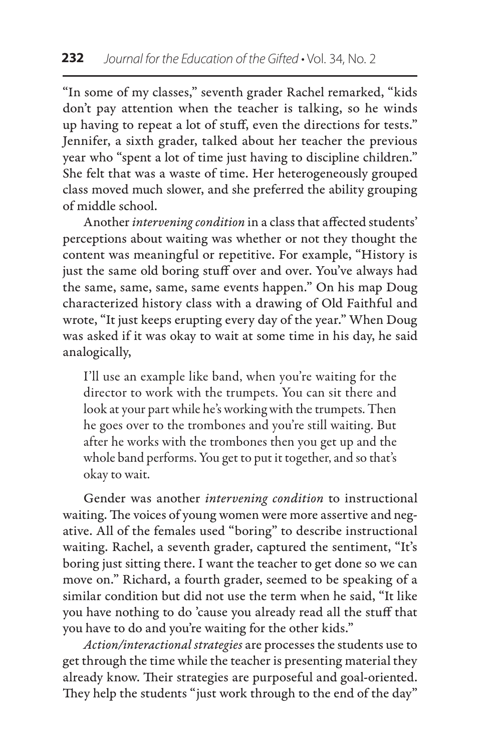"In some of my classes," seventh grader Rachel remarked, "kids don't pay attention when the teacher is talking, so he winds up having to repeat a lot of stuff, even the directions for tests." Jennifer, a sixth grader, talked about her teacher the previous year who "spent a lot of time just having to discipline children." She felt that was a waste of time. Her heterogeneously grouped class moved much slower, and she preferred the ability grouping of middle school.

Another *intervening condition* in a class that affected students' perceptions about waiting was whether or not they thought the content was meaningful or repetitive. For example, "History is just the same old boring stuff over and over. You've always had the same, same, same, same events happen." On his map Doug characterized history class with a drawing of Old Faithful and wrote, "It just keeps erupting every day of the year." When Doug was asked if it was okay to wait at some time in his day, he said analogically,

> I'll use an example like band, when you're waiting for the director to work with the trumpets. You can sit there and look at your part while he's working with the trumpets. Then he goes over to the trombones and you're still waiting. But after he works with the trombones then you get up and the whole band performs. You get to put it together, and so that's okay to wait.

Gender was another *intervening condition* to instructional waiting. The voices of young women were more assertive and negative. All of the females used "boring" to describe instructional waiting. Rachel, a seventh grader, captured the sentiment, "It's boring just sitting there. I want the teacher to get done so we can move on." Richard, a fourth grader, seemed to be speaking of a similar condition but did not use the term when he said, "It like you have nothing to do 'cause you already read all the stuff that you have to do and you're waiting for the other kids."

*Action/interactional strategies* are processes the students use to get through the time while the teacher is presenting material they already know. Their strategies are purposeful and goal-oriented. They help the students "just work through to the end of the day"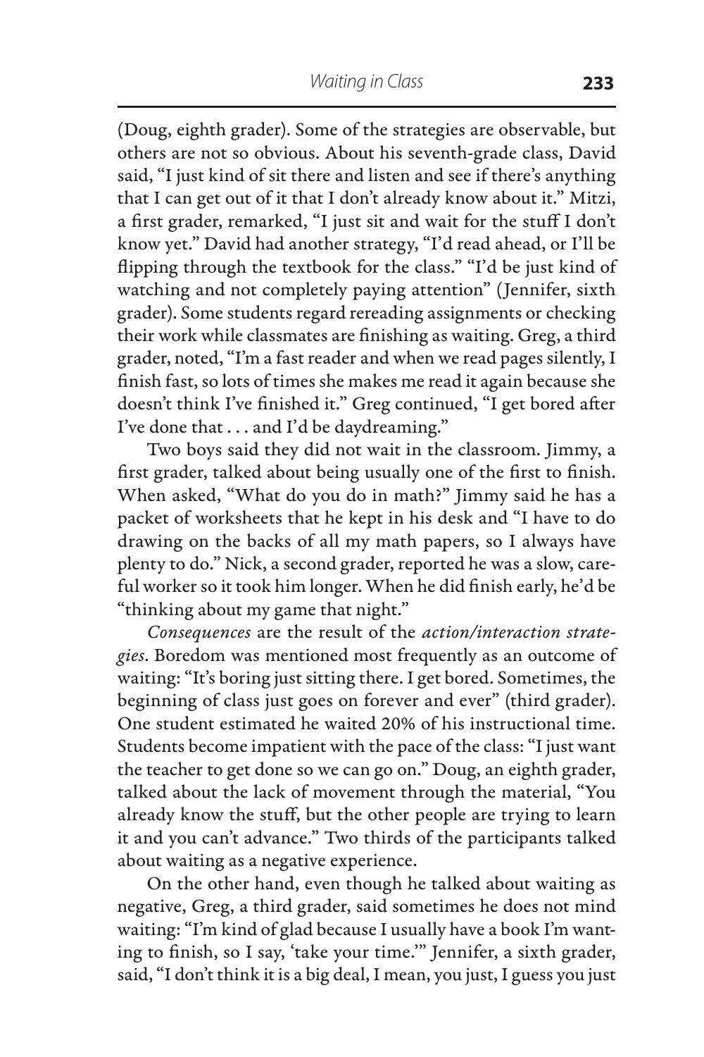(Doug, eighth grader). Some of the strategies are observable, but others are not so obvious. About his seventh-grade class, David said, "I just kind of sit there and listen and see if there's anything that I can get out of it that I don't already know about it." Mitzi, a first grader, remarked, "I just sit and wait for the stuff I don't know yet." David had another strategy, "I'd read ahead, or I'll be flipping through the textbook for the class." "I'd be just kind of watching and not completely paying attention" (Jennifer, sixth grader). Some students regard rereading assignments or checking their work while classmates are finishing as waiting. Greg, a third grader, noted, "I'm a fast reader and when we read pages silently, I finish fast, so lots of times she makes me read it again because she doesn't think I've finished it." Greg continued, "I get bored after I've done that . . . and I'd be daydreaming."

Two boys said they did not wait in the classroom. Jimmy, a first grader, talked about being usually one of the first to finish. When asked, "What do you do in math?" Jimmy said he has a packet of worksheets that he kept in his desk and "I have to do drawing on the backs of all my math papers, so I always have plenty to do." Nick, a second grader, reported he was a slow, careful worker so it took him longer. When he did finish early, he'd be "thinking about my game that night."

*Consequences* are the result of the *action/interaction strategies*. Boredom was mentioned most frequently as an outcome of waiting: "It's boring just sitting there. I get bored. Sometimes, the beginning of class just goes on forever and ever" (third grader). One student estimated he waited 20% of his instructional time. Students become impatient with the pace of the class: "I just want the teacher to get done so we can go on." Doug, an eighth grader, talked about the lack of movement through the material, "You already know the stuff, but the other people are trying to learn it and you can't advance." Two thirds of the participants talked about waiting as a negative experience.

On the other hand, even though he talked about waiting as negative, Greg, a third grader, said sometimes he does not mind waiting: "I'm kind of glad because I usually have a book I'm wanting to finish, so I say, 'take your time.'" Jennifer, a sixth grader, said, "I don't think it is a big deal, I mean, you just, I guess you just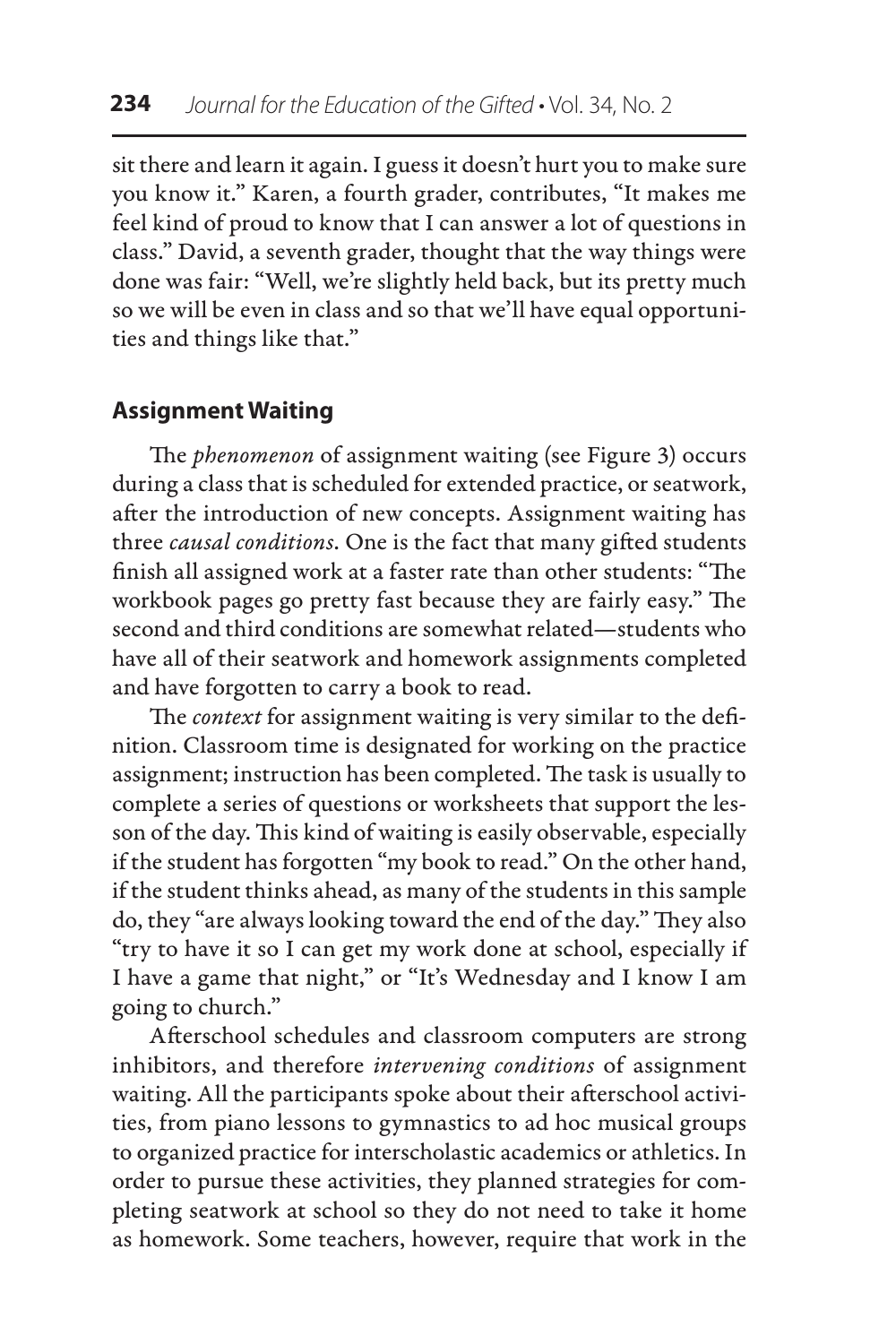sit there and learn it again. I guess it doesn't hurt you to make sure you know it." Karen, a fourth grader, contributes, "It makes me feel kind of proud to know that I can answer a lot of questions in class." David, a seventh grader, thought that the way things were done was fair: "Well, we're slightly held back, but its pretty much so we will be even in class and so that we'll have equal opportunities and things like that."

### Assignment Waiting

The *phenomenon* of assignment waiting (see Figure 3) occurs during a class that is scheduled for extended practice, or seatwork, after the introduction of new concepts. Assignment waiting has three *causal conditions*. One is the fact that many gifted students finish all assigned work at a faster rate than other students: "The workbook pages go pretty fast because they are fairly easy." The second and third conditions are somewhat related—students who have all of their seatwork and homework assignments completed and have forgotten to carry a book to read.

The *context* for assignment waiting is very similar to the definition. Classroom time is designated for working on the practice assignment; instruction has been completed. The task is usually to complete a series of questions or worksheets that support the lesson of the day. This kind of waiting is easily observable, especially if the student has forgotten "my book to read." On the other hand, if the student thinks ahead, as many of the students in this sample do, they "are always looking toward the end of the day." They also "try to have it so I can get my work done at school, especially if I have a game that night," or "It's Wednesday and I know I am going to church."

Afterschool schedules and classroom computers are strong inhibitors, and therefore *intervening conditions* of assignment waiting. All the participants spoke about their afterschool activities, from piano lessons to gymnastics to ad hoc musical groups to organized practice for interscholastic academics or athletics. In order to pursue these activities, they planned strategies for completing seatwork at school so they do not need to take it home as homework. Some teachers, however, require that work in the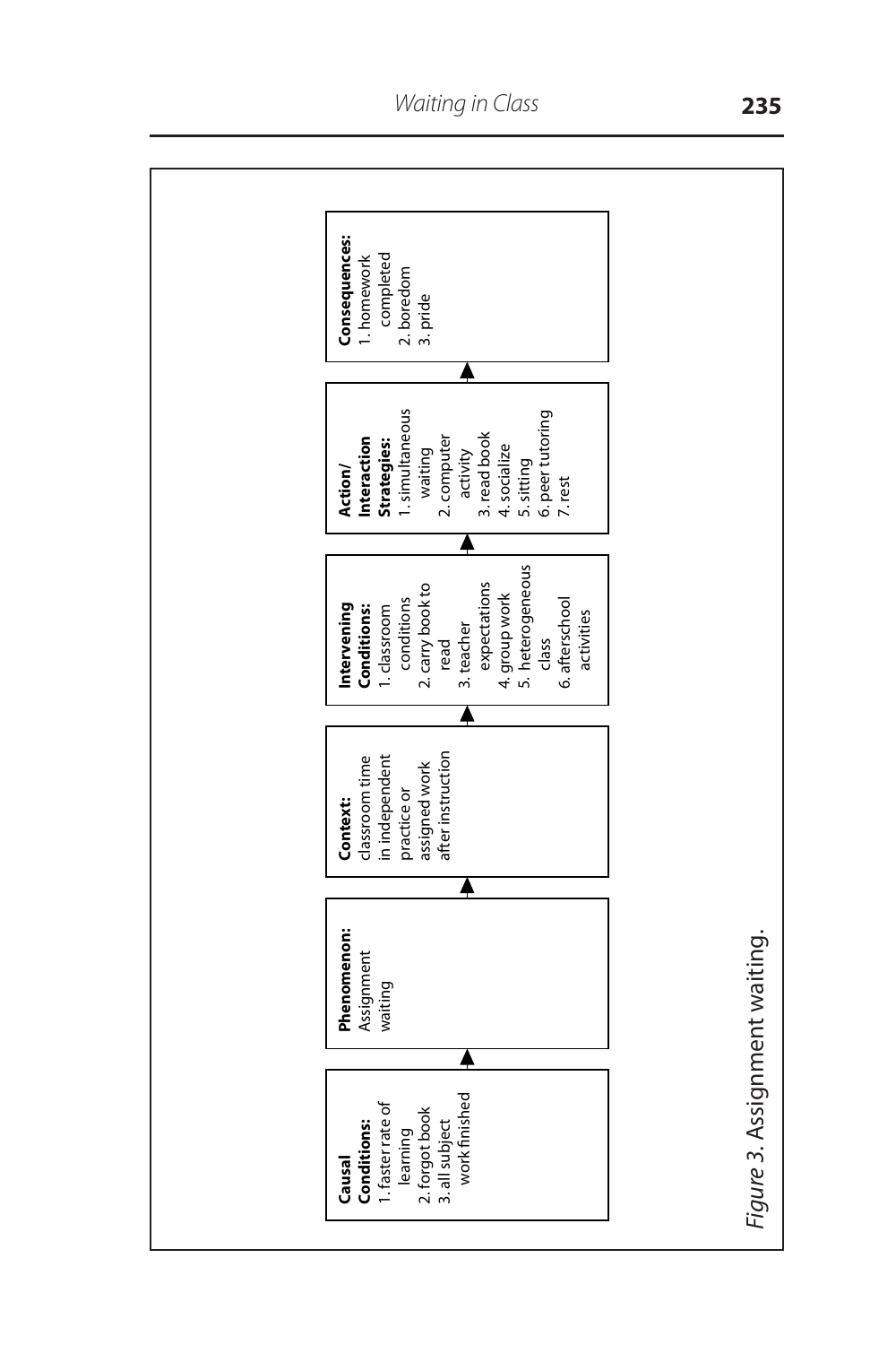**Causal Conditions:**
1. faster rate of learning
2. forgot book
3. all subject work finished

→

**Phenomenon:**
Assignment waiting

→

**Context:**
classroom time in independent practice or assigned work after instruction

→

**Intervening Conditions:**
1. classroom conditions
2. carry book to read
3. teacher expectations
4. group work
5. heterogeneous class
6. afterschool activities

→

**Action/ Interaction Strategies:**
1. simultaneous waiting
2. computer activity
3. read book
4. socialize
5. sitting
6. peer tutoring
7. rest

→

**Consequences:**
1. homework completed
2. boredom
3. pride

*Figure 3*. Assignment waiting.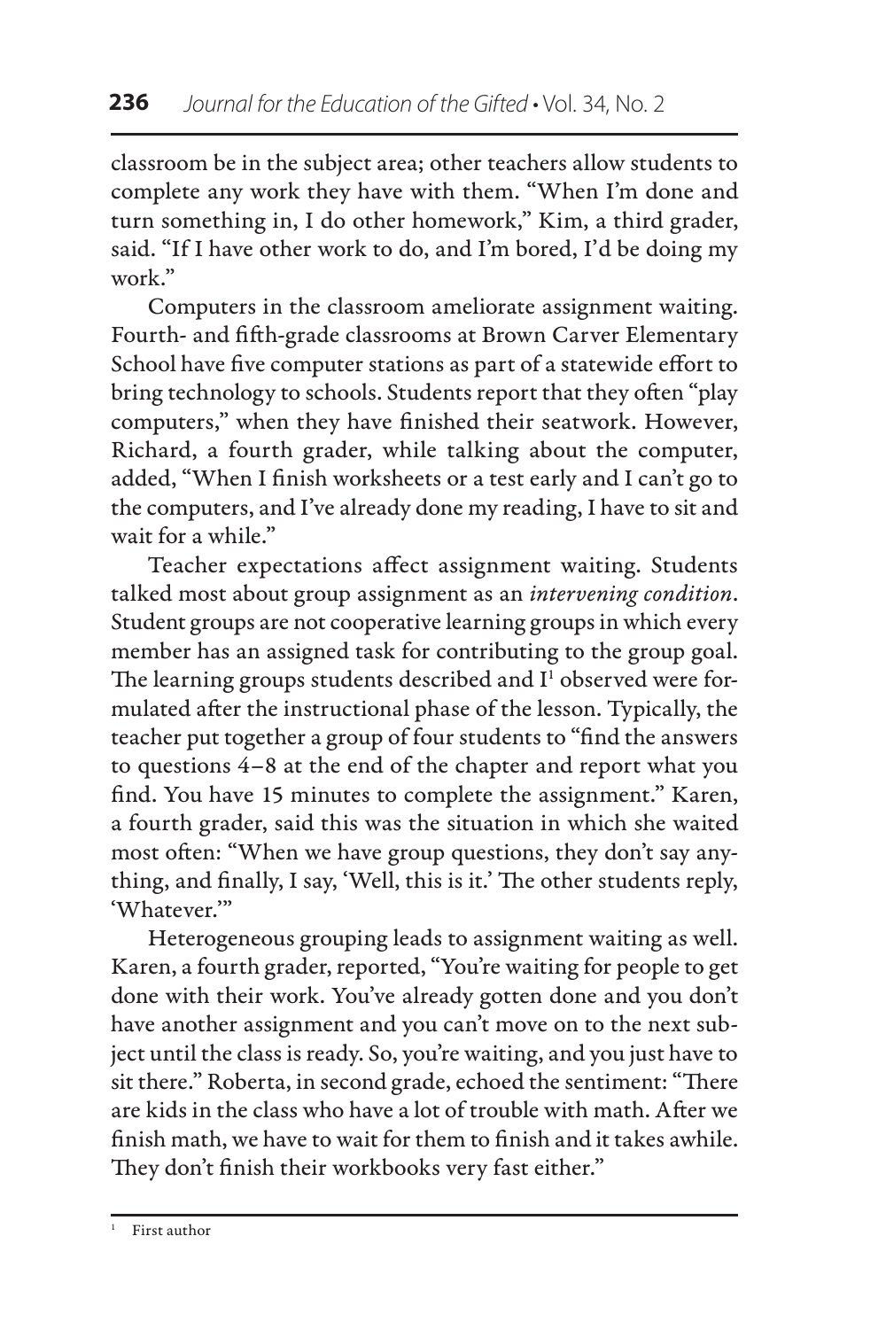classroom be in the subject area; other teachers allow students to complete any work they have with them. "When I'm done and turn something in, I do other homework," Kim, a third grader, said. "If I have other work to do, and I'm bored, I'd be doing my work."

Computers in the classroom ameliorate assignment waiting. Fourth- and fifth-grade classrooms at Brown Carver Elementary School have five computer stations as part of a statewide effort to bring technology to schools. Students report that they often "play computers," when they have finished their seatwork. However, Richard, a fourth grader, while talking about the computer, added, "When I finish worksheets or a test early and I can't go to the computers, and I've already done my reading, I have to sit and wait for a while."

Teacher expectations affect assignment waiting. Students talked most about group assignment as an *intervening condition*. Student groups are not cooperative learning groups in which every member has an assigned task for contributing to the group goal. The learning groups students described and I[1] observed were formulated after the instructional phase of the lesson. Typically, the teacher put together a group of four students to "find the answers to questions 4–8 at the end of the chapter and report what you find. You have 15 minutes to complete the assignment." Karen, a fourth grader, said this was the situation in which she waited most often: "When we have group questions, they don't say anything, and finally, I say, 'Well, this is it.' The other students reply, 'Whatever.'"

Heterogeneous grouping leads to assignment waiting as well. Karen, a fourth grader, reported, "You're waiting for people to get done with their work. You've already gotten done and you don't have another assignment and you can't move on to the next subject until the class is ready. So, you're waiting, and you just have to sit there." Roberta, in second grade, echoed the sentiment: "There are kids in the class who have a lot of trouble with math. After we finish math, we have to wait for them to finish and it takes awhile. They don't finish their workbooks very fast either."

[1] First author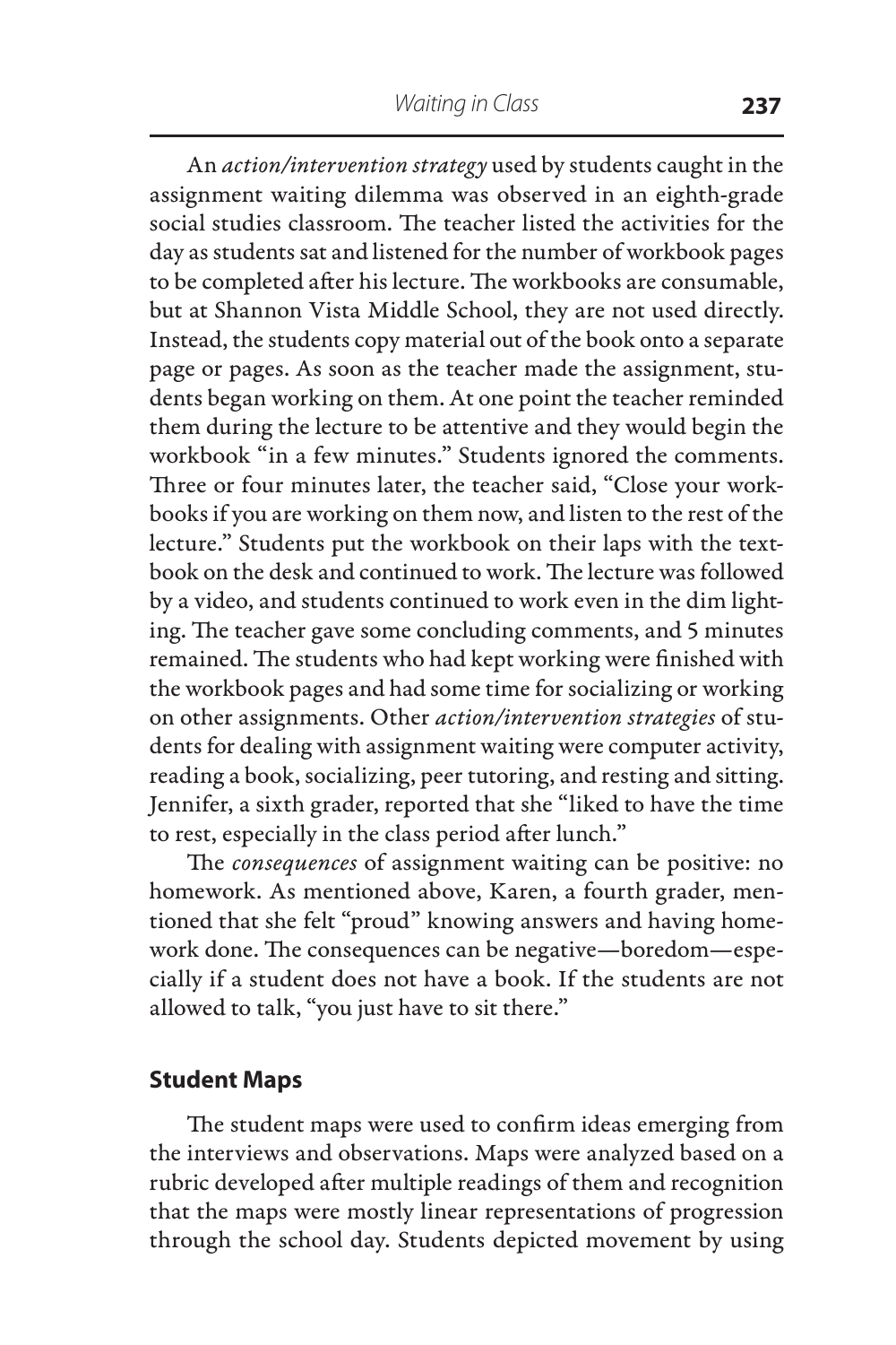An *action/intervention strategy* used by students caught in the assignment waiting dilemma was observed in an eighth-grade social studies classroom. The teacher listed the activities for the day as students sat and listened for the number of workbook pages to be completed after his lecture. The workbooks are consumable, but at Shannon Vista Middle School, they are not used directly. Instead, the students copy material out of the book onto a separate page or pages. As soon as the teacher made the assignment, students began working on them. At one point the teacher reminded them during the lecture to be attentive and they would begin the workbook "in a few minutes." Students ignored the comments. Three or four minutes later, the teacher said, "Close your workbooks if you are working on them now, and listen to the rest of the lecture." Students put the workbook on their laps with the textbook on the desk and continued to work. The lecture was followed by a video, and students continued to work even in the dim lighting. The teacher gave some concluding comments, and 5 minutes remained. The students who had kept working were finished with the workbook pages and had some time for socializing or working on other assignments. Other *action/intervention strategies* of students for dealing with assignment waiting were computer activity, reading a book, socializing, peer tutoring, and resting and sitting. Jennifer, a sixth grader, reported that she "liked to have the time to rest, especially in the class period after lunch."

The *consequences* of assignment waiting can be positive: no homework. As mentioned above, Karen, a fourth grader, mentioned that she felt "proud" knowing answers and having homework done. The consequences can be negative—boredom—especially if a student does not have a book. If the students are not allowed to talk, "you just have to sit there."

### Student Maps

The student maps were used to confirm ideas emerging from the interviews and observations. Maps were analyzed based on a rubric developed after multiple readings of them and recognition that the maps were mostly linear representations of progression through the school day. Students depicted movement by using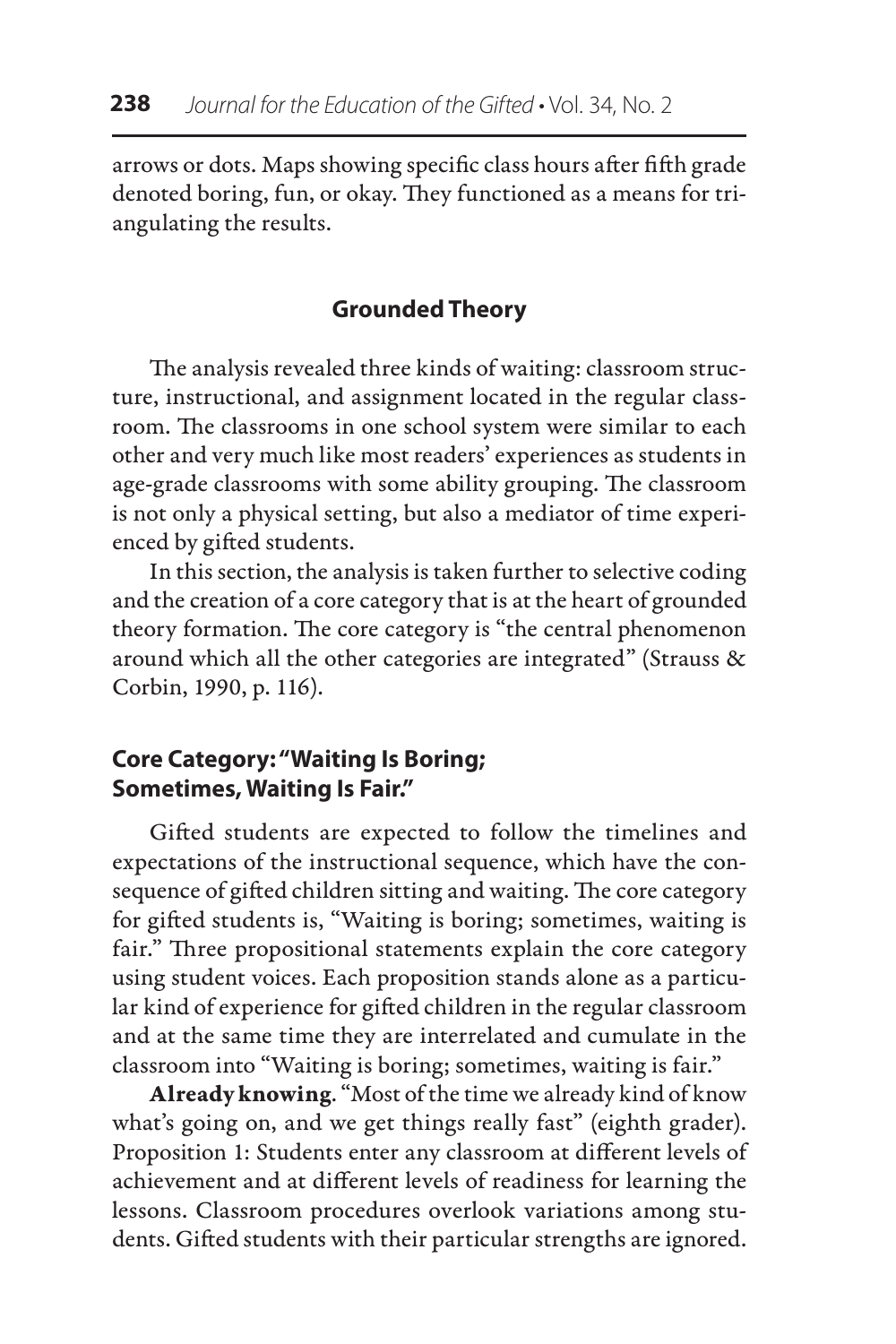arrows or dots. Maps showing specific class hours after fifth grade denoted boring, fun, or okay. They functioned as a means for triangulating the results.

## Grounded Theory

The analysis revealed three kinds of waiting: classroom structure, instructional, and assignment located in the regular classroom. The classrooms in one school system were similar to each other and very much like most readers' experiences as students in age-grade classrooms with some ability grouping. The classroom is not only a physical setting, but also a mediator of time experienced by gifted students.

In this section, the analysis is taken further to selective coding and the creation of a core category that is at the heart of grounded theory formation. The core category is "the central phenomenon around which all the other categories are integrated" (Strauss & Corbin, 1990, p. 116).

### Core Category: "Waiting Is Boring; Sometimes, Waiting Is Fair."

Gifted students are expected to follow the timelines and expectations of the instructional sequence, which have the consequence of gifted children sitting and waiting. The core category for gifted students is, "Waiting is boring; sometimes, waiting is fair." Three propositional statements explain the core category using student voices. Each proposition stands alone as a particular kind of experience for gifted children in the regular classroom and at the same time they are interrelated and cumulate in the classroom into "Waiting is boring; sometimes, waiting is fair."

**Already knowing.** "Most of the time we already kind of know what's going on, and we get things really fast" (eighth grader). Proposition 1: Students enter any classroom at different levels of achievement and at different levels of readiness for learning the lessons. Classroom procedures overlook variations among students. Gifted students with their particular strengths are ignored.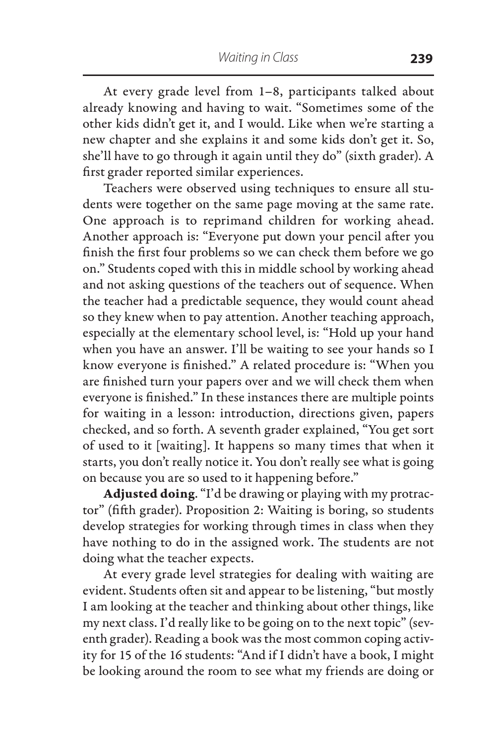At every grade level from 1–8, participants talked about already knowing and having to wait. "Sometimes some of the other kids didn't get it, and I would. Like when we're starting a new chapter and she explains it and some kids don't get it. So, she'll have to go through it again until they do" (sixth grader). A first grader reported similar experiences.

Teachers were observed using techniques to ensure all students were together on the same page moving at the same rate. One approach is to reprimand children for working ahead. Another approach is: "Everyone put down your pencil after you finish the first four problems so we can check them before we go on." Students coped with this in middle school by working ahead and not asking questions of the teachers out of sequence. When the teacher had a predictable sequence, they would count ahead so they knew when to pay attention. Another teaching approach, especially at the elementary school level, is: "Hold up your hand when you have an answer. I'll be waiting to see your hands so I know everyone is finished." A related procedure is: "When you are finished turn your papers over and we will check them when everyone is finished." In these instances there are multiple points for waiting in a lesson: introduction, directions given, papers checked, and so forth. A seventh grader explained, "You get sort of used to it [waiting]. It happens so many times that when it starts, you don't really notice it. You don't really see what is going on because you are so used to it happening before."

**Adjusted doing.** "I'd be drawing or playing with my protractor" (fifth grader). Proposition 2: Waiting is boring, so students develop strategies for working through times in class when they have nothing to do in the assigned work. The students are not doing what the teacher expects.

At every grade level strategies for dealing with waiting are evident. Students often sit and appear to be listening, "but mostly I am looking at the teacher and thinking about other things, like my next class. I'd really like to be going on to the next topic" (seventh grader). Reading a book was the most common coping activity for 15 of the 16 students: "And if I didn't have a book, I might be looking around the room to see what my friends are doing or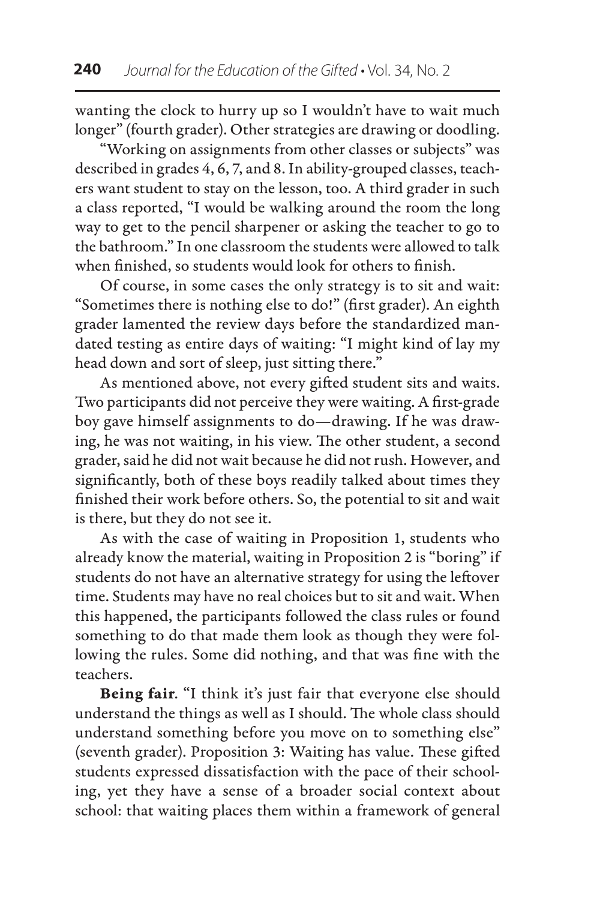wanting the clock to hurry up so I wouldn't have to wait much longer" (fourth grader). Other strategies are drawing or doodling.

"Working on assignments from other classes or subjects" was described in grades 4, 6, 7, and 8. In ability-grouped classes, teachers want student to stay on the lesson, too. A third grader in such a class reported, "I would be walking around the room the long way to get to the pencil sharpener or asking the teacher to go to the bathroom." In one classroom the students were allowed to talk when finished, so students would look for others to finish.

Of course, in some cases the only strategy is to sit and wait: "Sometimes there is nothing else to do!" (first grader). An eighth grader lamented the review days before the standardized mandated testing as entire days of waiting: "I might kind of lay my head down and sort of sleep, just sitting there."

As mentioned above, not every gifted student sits and waits. Two participants did not perceive they were waiting. A first-grade boy gave himself assignments to do—drawing. If he was drawing, he was not waiting, in his view. The other student, a second grader, said he did not wait because he did not rush. However, and significantly, both of these boys readily talked about times they finished their work before others. So, the potential to sit and wait is there, but they do not see it.

As with the case of waiting in Proposition 1, students who already know the material, waiting in Proposition 2 is "boring" if students do not have an alternative strategy for using the leftover time. Students may have no real choices but to sit and wait. When this happened, the participants followed the class rules or found something to do that made them look as though they were following the rules. Some did nothing, and that was fine with the teachers.

**Being fair**. "I think it's just fair that everyone else should understand the things as well as I should. The whole class should understand something before you move on to something else" (seventh grader). Proposition 3: Waiting has value. These gifted students expressed dissatisfaction with the pace of their schooling, yet they have a sense of a broader social context about school: that waiting places them within a framework of general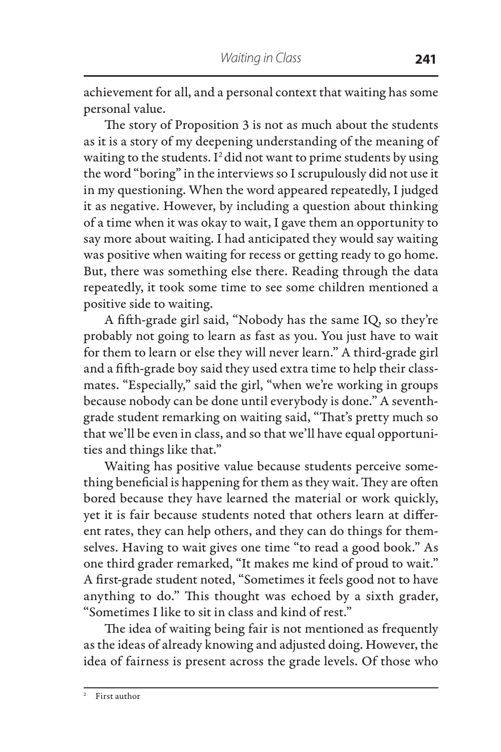achievement for all, and a personal context that waiting has some personal value.

The story of Proposition 3 is not as much about the students as it is a story of my deepening understanding of the meaning of waiting to the students. I[2] did not want to prime students by using the word "boring" in the interviews so I scrupulously did not use it in my questioning. When the word appeared repeatedly, I judged it as negative. However, by including a question about thinking of a time when it was okay to wait, I gave them an opportunity to say more about waiting. I had anticipated they would say waiting was positive when waiting for recess or getting ready to go home. But, there was something else there. Reading through the data repeatedly, it took some time to see some children mentioned a positive side to waiting.

A fifth-grade girl said, "Nobody has the same IQ, so they're probably not going to learn as fast as you. You just have to wait for them to learn or else they will never learn." A third-grade girl and a fifth-grade boy said they used extra time to help their classmates. "Especially," said the girl, "when we're working in groups because nobody can be done until everybody is done." A seventh-grade student remarking on waiting said, "That's pretty much so that we'll be even in class, and so that we'll have equal opportunities and things like that."

Waiting has positive value because students perceive something beneficial is happening for them as they wait. They are often bored because they have learned the material or work quickly, yet it is fair because students noted that others learn at different rates, they can help others, and they can do things for themselves. Having to wait gives one time "to read a good book." As one third grader remarked, "It makes me kind of proud to wait." A first-grade student noted, "Sometimes it feels good not to have anything to do." This thought was echoed by a sixth grader, "Sometimes I like to sit in class and kind of rest."

The idea of waiting being fair is not mentioned as frequently as the ideas of already knowing and adjusted doing. However, the idea of fairness is present across the grade levels. Of those who

[2] First author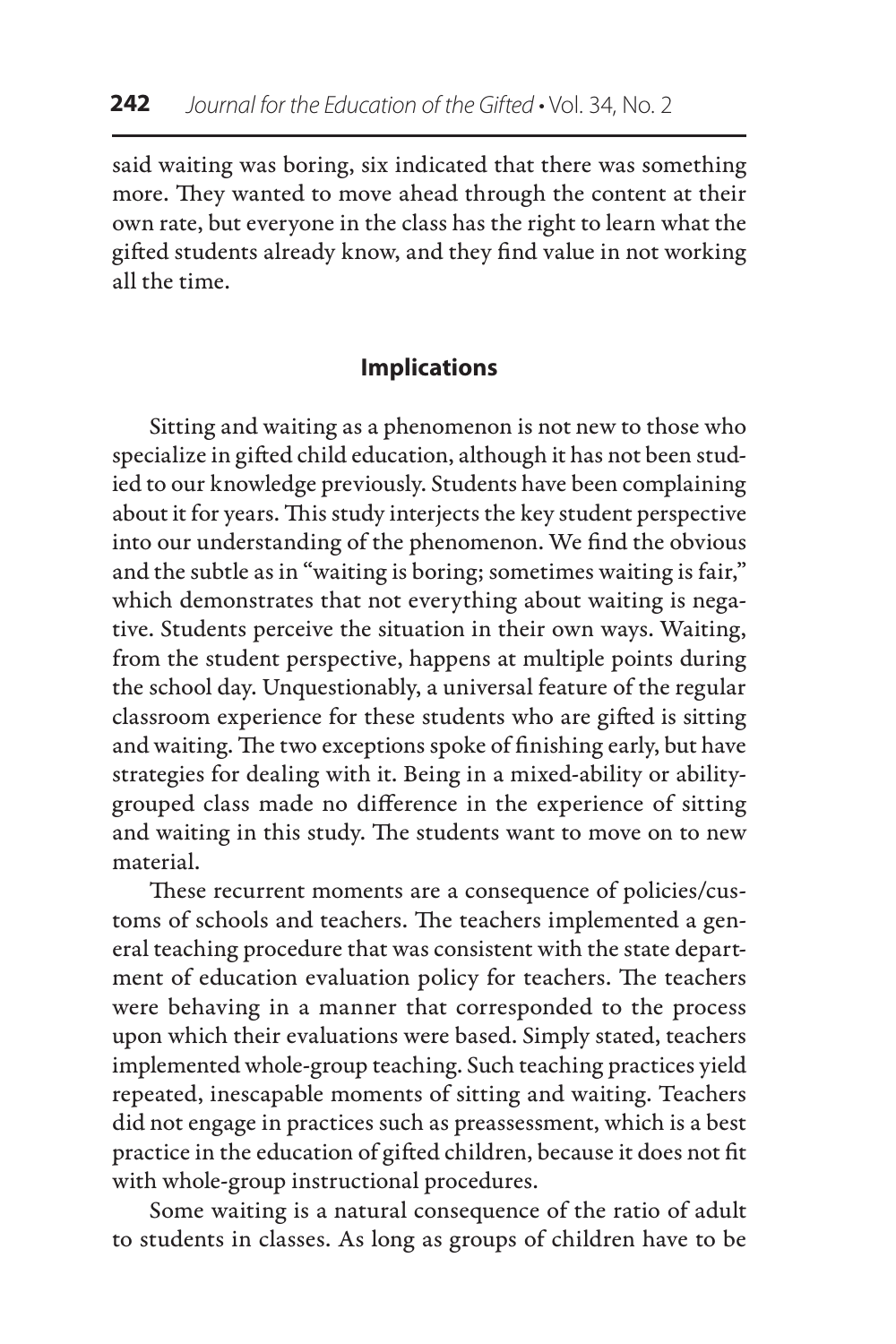said waiting was boring, six indicated that there was something more. They wanted to move ahead through the content at their own rate, but everyone in the class has the right to learn what the gifted students already know, and they find value in not working all the time.

## Implications

Sitting and waiting as a phenomenon is not new to those who specialize in gifted child education, although it has not been studied to our knowledge previously. Students have been complaining about it for years. This study interjects the key student perspective into our understanding of the phenomenon. We find the obvious and the subtle as in "waiting is boring; sometimes waiting is fair," which demonstrates that not everything about waiting is negative. Students perceive the situation in their own ways. Waiting, from the student perspective, happens at multiple points during the school day. Unquestionably, a universal feature of the regular classroom experience for these students who are gifted is sitting and waiting. The two exceptions spoke of finishing early, but have strategies for dealing with it. Being in a mixed-ability or ability-grouped class made no difference in the experience of sitting and waiting in this study. The students want to move on to new material.

These recurrent moments are a consequence of policies/customs of schools and teachers. The teachers implemented a general teaching procedure that was consistent with the state department of education evaluation policy for teachers. The teachers were behaving in a manner that corresponded to the process upon which their evaluations were based. Simply stated, teachers implemented whole-group teaching. Such teaching practices yield repeated, inescapable moments of sitting and waiting. Teachers did not engage in practices such as preassessment, which is a best practice in the education of gifted children, because it does not fit with whole-group instructional procedures.

Some waiting is a natural consequence of the ratio of adult to students in classes. As long as groups of children have to be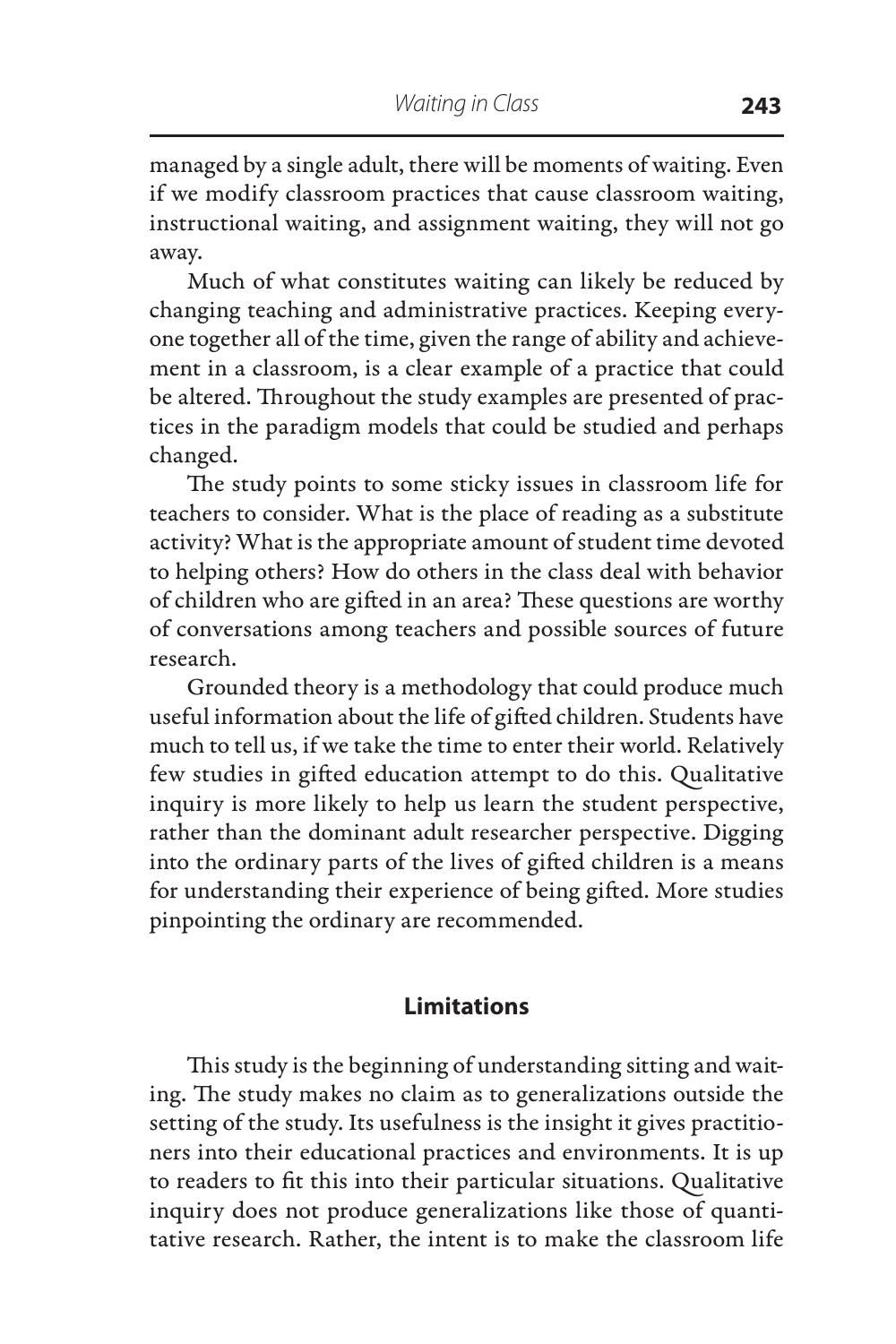managed by a single adult, there will be moments of waiting. Even if we modify classroom practices that cause classroom waiting, instructional waiting, and assignment waiting, they will not go away.

Much of what constitutes waiting can likely be reduced by changing teaching and administrative practices. Keeping everyone together all of the time, given the range of ability and achievement in a classroom, is a clear example of a practice that could be altered. Throughout the study examples are presented of practices in the paradigm models that could be studied and perhaps changed.

The study points to some sticky issues in classroom life for teachers to consider. What is the place of reading as a substitute activity? What is the appropriate amount of student time devoted to helping others? How do others in the class deal with behavior of children who are gifted in an area? These questions are worthy of conversations among teachers and possible sources of future research.

Grounded theory is a methodology that could produce much useful information about the life of gifted children. Students have much to tell us, if we take the time to enter their world. Relatively few studies in gifted education attempt to do this. Qualitative inquiry is more likely to help us learn the student perspective, rather than the dominant adult researcher perspective. Digging into the ordinary parts of the lives of gifted children is a means for understanding their experience of being gifted. More studies pinpointing the ordinary are recommended.

## Limitations

This study is the beginning of understanding sitting and waiting. The study makes no claim as to generalizations outside the setting of the study. Its usefulness is the insight it gives practitioners into their educational practices and environments. It is up to readers to fit this into their particular situations. Qualitative inquiry does not produce generalizations like those of quantitative research. Rather, the intent is to make the classroom life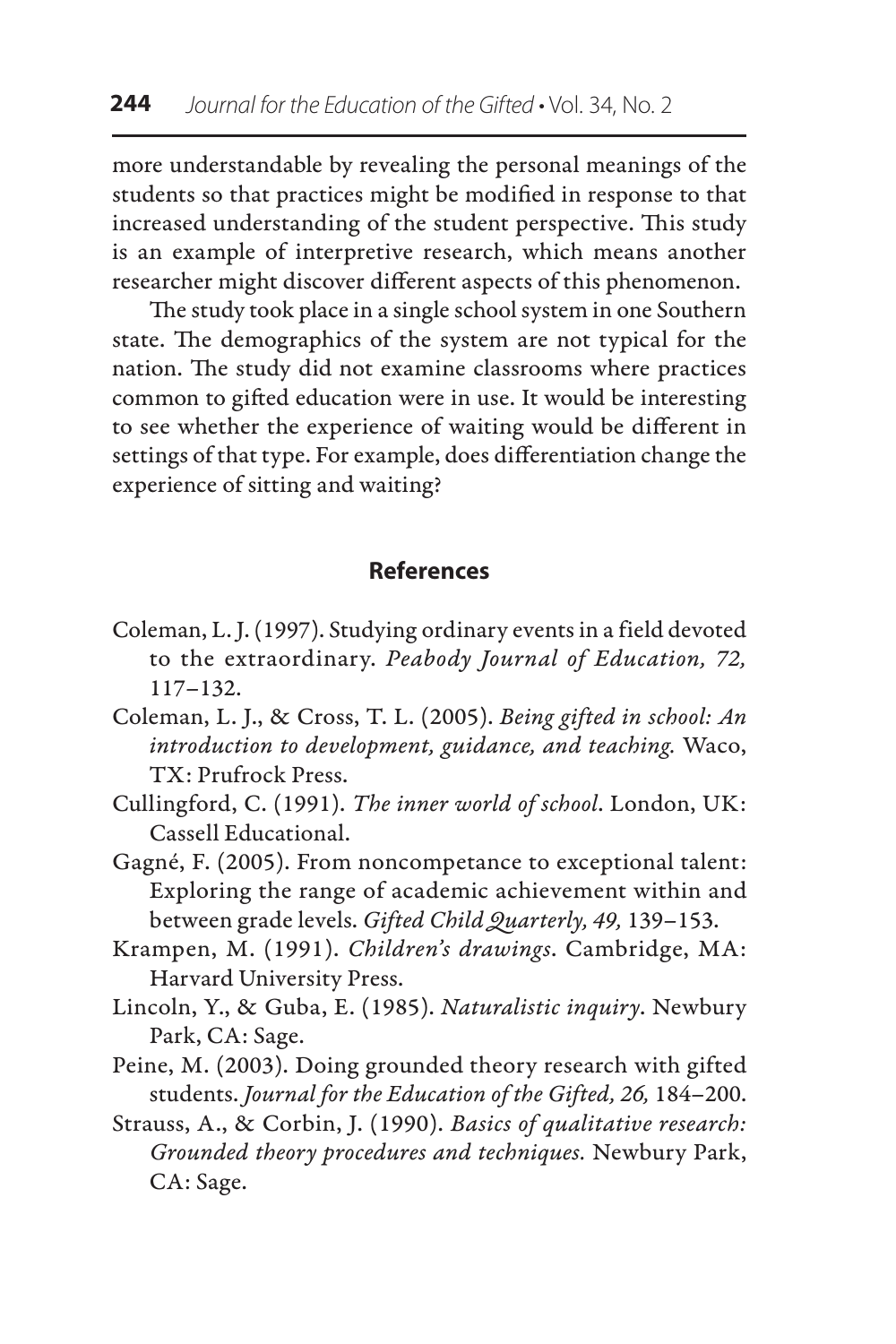more understandable by revealing the personal meanings of the students so that practices might be modified in response to that increased understanding of the student perspective. This study is an example of interpretive research, which means another researcher might discover different aspects of this phenomenon.

The study took place in a single school system in one Southern state. The demographics of the system are not typical for the nation. The study did not examine classrooms where practices common to gifted education were in use. It would be interesting to see whether the experience of waiting would be different in settings of that type. For example, does differentiation change the experience of sitting and waiting?

## References

Coleman, L. J. (1997). Studying ordinary events in a field devoted to the extraordinary. *Peabody Journal of Education, 72,* 117–132.

Coleman, L. J., & Cross, T. L. (2005). *Being gifted in school: An introduction to development, guidance, and teaching.* Waco, TX: Prufrock Press.

Cullingford, C. (1991). *The inner world of school.* London, UK: Cassell Educational.

Gagné, F. (2005). From noncompetance to exceptional talent: Exploring the range of academic achievement within and between grade levels. *Gifted Child Quarterly, 49,* 139–153.

Krampen, M. (1991). *Children's drawings.* Cambridge, MA: Harvard University Press.

Lincoln, Y., & Guba, E. (1985). *Naturalistic inquiry.* Newbury Park, CA: Sage.

Peine, M. (2003). Doing grounded theory research with gifted students. *Journal for the Education of the Gifted, 26,* 184–200.

Strauss, A., & Corbin, J. (1990). *Basics of qualitative research: Grounded theory procedures and techniques.* Newbury Park, CA: Sage.